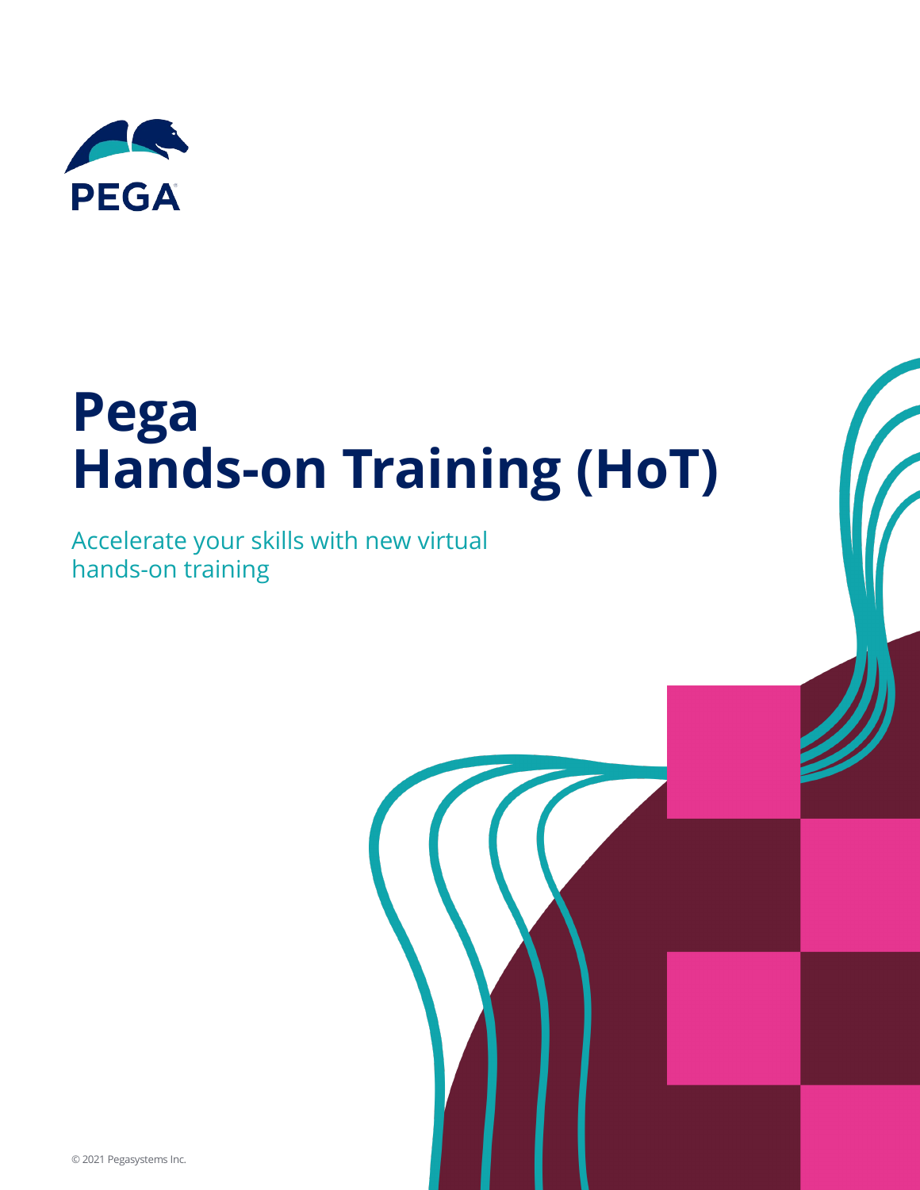PEGA

# Pega
# Hands-on Training (HoT)

Accelerate your skills with new virtual hands-on training

© 2021 Pegasystems Inc.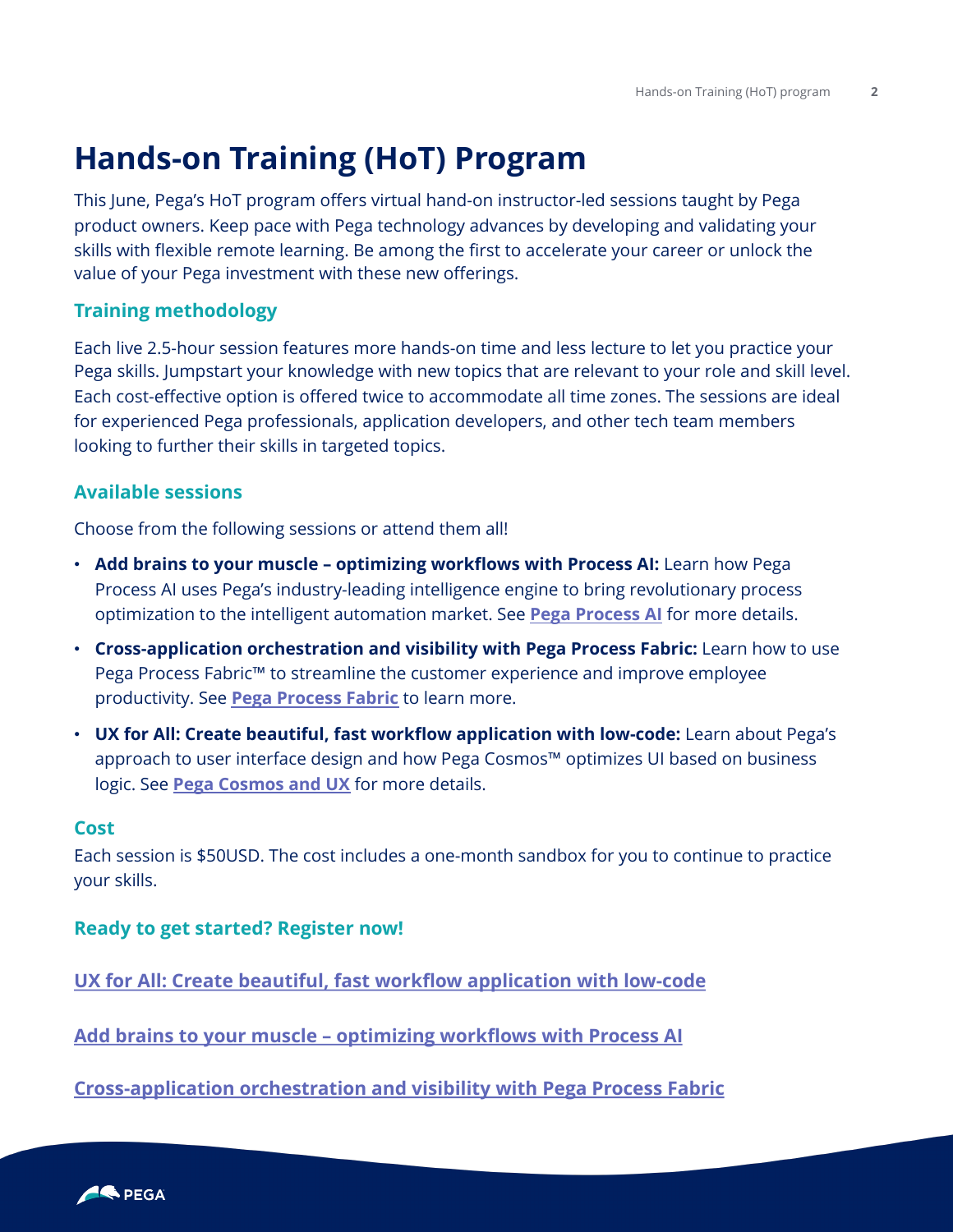# Hands-on Training (HoT) Program

This June, Pega's HoT program offers virtual hand-on instructor-led sessions taught by Pega product owners. Keep pace with Pega technology advances by developing and validating your skills with flexible remote learning. Be among the first to accelerate your career or unlock the value of your Pega investment with these new offerings.

## Training methodology

Each live 2.5-hour session features more hands-on time and less lecture to let you practice your Pega skills. Jumpstart your knowledge with new topics that are relevant to your role and skill level. Each cost-effective option is offered twice to accommodate all time zones. The sessions are ideal for experienced Pega professionals, application developers, and other tech team members looking to further their skills in targeted topics.

## Available sessions

Choose from the following sessions or attend them all!

- **Add brains to your muscle – optimizing workflows with Process AI:** Learn how Pega Process AI uses Pega's industry-leading intelligence engine to bring revolutionary process optimization to the intelligent automation market. See **Pega Process AI** for more details.
- **Cross-application orchestration and visibility with Pega Process Fabric:** Learn how to use Pega Process Fabric™ to streamline the customer experience and improve employee productivity. See **Pega Process Fabric** to learn more.
- **UX for All: Create beautiful, fast workflow application with low-code:** Learn about Pega's approach to user interface design and how Pega Cosmos™ optimizes UI based on business logic. See **Pega Cosmos and UX** for more details.

## Cost

Each session is $50USD. The cost includes a one-month sandbox for you to continue to practice your skills.

## Ready to get started? Register now!

**UX for All: Create beautiful, fast workflow application with low-code**

**Add brains to your muscle – optimizing workflows with Process AI**

**Cross-application orchestration and visibility with Pega Process Fabric**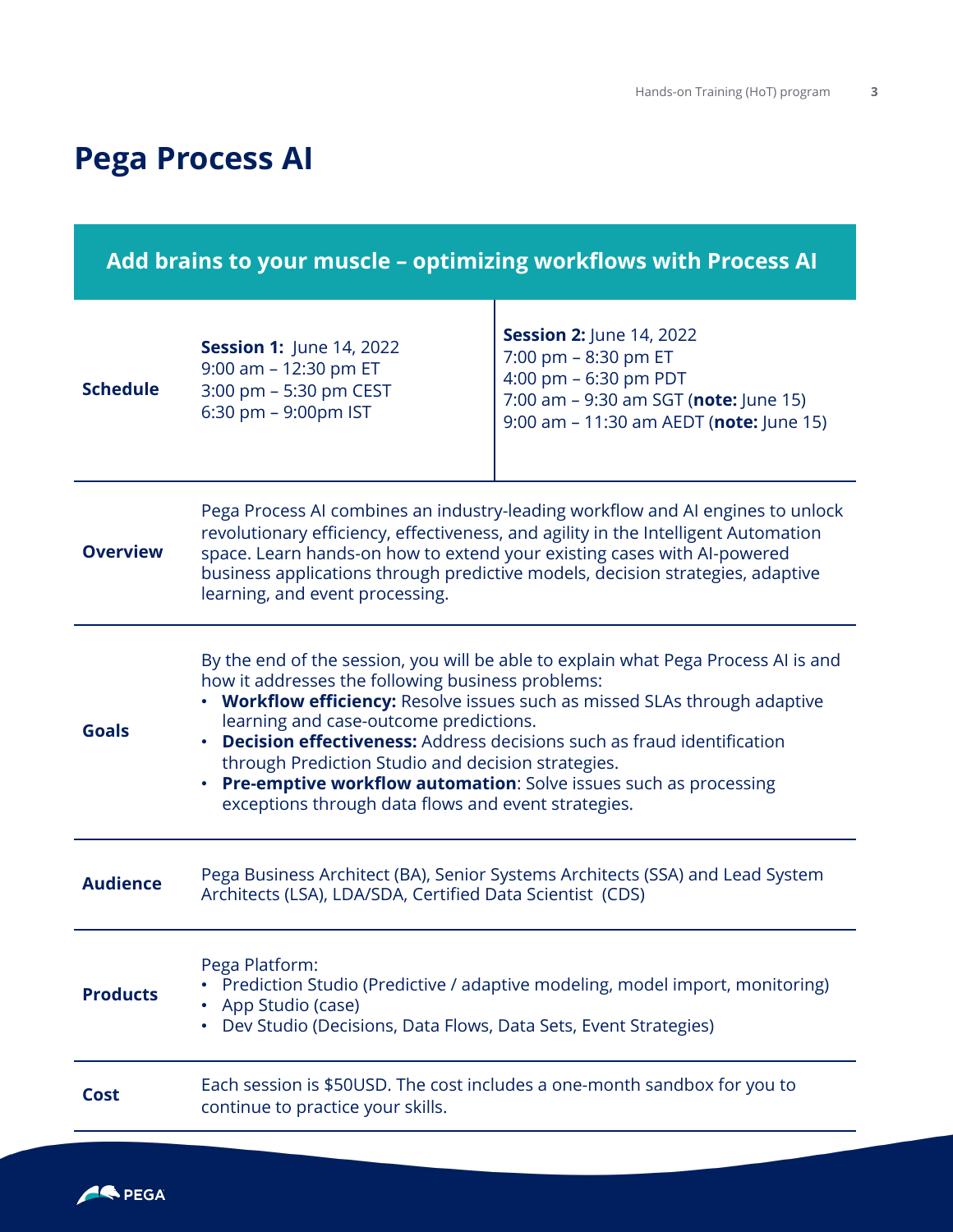# Pega Process AI

| Add brains to your muscle – optimizing workflows with Process AI | | |
|---|---|---|
| **Schedule** | **Session 1:** June 14, 2022<br>9:00 am – 12:30 pm ET<br>3:00 pm – 5:30 pm CEST<br>6:30 pm – 9:00pm IST | **Session 2:** June 14, 2022<br>7:00 pm – 8:30 pm ET<br>4:00 pm – 6:30 pm PDT<br>7:00 am – 9:30 am SGT (**note:** June 15)<br>9:00 am – 11:30 am AEDT (**note:** June 15) |
| **Overview** | Pega Process AI combines an industry-leading workflow and AI engines to unlock revolutionary efficiency, effectiveness, and agility in the Intelligent Automation space. Learn hands-on how to extend your existing cases with AI-powered business applications through predictive models, decision strategies, adaptive learning, and event processing. | |
| **Goals** | By the end of the session, you will be able to explain what Pega Process AI is and how it addresses the following business problems:<br>• **Workflow efficiency:** Resolve issues such as missed SLAs through adaptive learning and case-outcome predictions.<br>• **Decision effectiveness:** Address decisions such as fraud identification through Prediction Studio and decision strategies.<br>• **Pre-emptive workflow automation**: Solve issues such as processing exceptions through data flows and event strategies. | |
| **Audience** | Pega Business Architect (BA), Senior Systems Architects (SSA) and Lead System Architects (LSA), LDA/SDA, Certified Data Scientist (CDS) | |
| **Products** | Pega Platform:<br>• Prediction Studio (Predictive / adaptive modeling, model import, monitoring)<br>• App Studio (case)<br>• Dev Studio (Decisions, Data Flows, Data Sets, Event Strategies) | |
| **Cost** | Each session is $50USD. The cost includes a one-month sandbox for you to continue to practice your skills. | |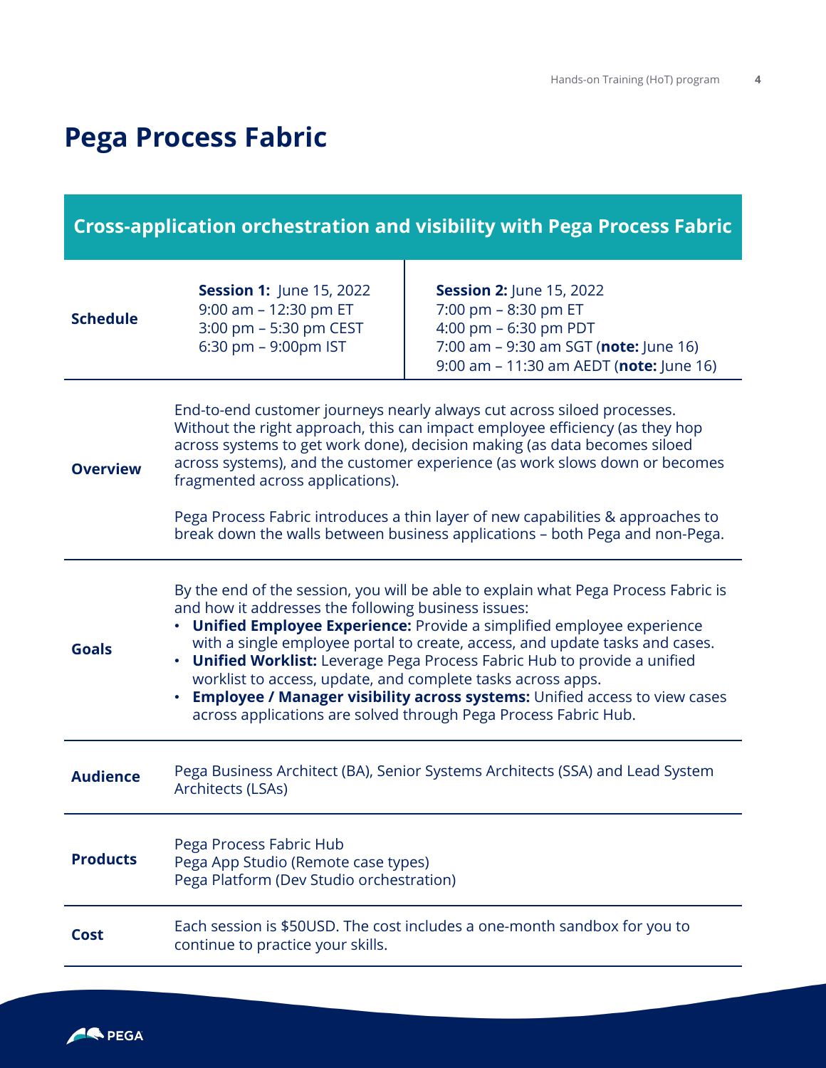# Pega Process Fabric

## Cross-application orchestration and visibility with Pega Process Fabric

| | | |
|---|---|---|
| **Schedule** | **Session 1:** June 15, 2022<br>9:00 am – 12:30 pm ET<br>3:00 pm – 5:30 pm CEST<br>6:30 pm – 9:00pm IST | **Session 2:** June 15, 2022<br>7:00 pm – 8:30 pm ET<br>4:00 pm – 6:30 pm PDT<br>7:00 am – 9:30 am SGT (**note:** June 16)<br>9:00 am – 11:30 am AEDT (**note:** June 16) |

**Overview**

End-to-end customer journeys nearly always cut across siloed processes. Without the right approach, this can impact employee efficiency (as they hop across systems to get work done), decision making (as data becomes siloed across systems), and the customer experience (as work slows down or becomes fragmented across applications).

Pega Process Fabric introduces a thin layer of new capabilities & approaches to break down the walls between business applications – both Pega and non-Pega.

**Goals**

By the end of the session, you will be able to explain what Pega Process Fabric is and how it addresses the following business issues:

- **Unified Employee Experience:** Provide a simplified employee experience with a single employee portal to create, access, and update tasks and cases.
- **Unified Worklist:** Leverage Pega Process Fabric Hub to provide a unified worklist to access, update, and complete tasks across apps.
- **Employee / Manager visibility across systems:** Unified access to view cases across applications are solved through Pega Process Fabric Hub.

**Audience**

Pega Business Architect (BA), Senior Systems Architects (SSA) and Lead System Architects (LSAs)

**Products**

Pega Process Fabric Hub
Pega App Studio (Remote case types)
Pega Platform (Dev Studio orchestration)

**Cost**

Each session is $50USD. The cost includes a one-month sandbox for you to continue to practice your skills.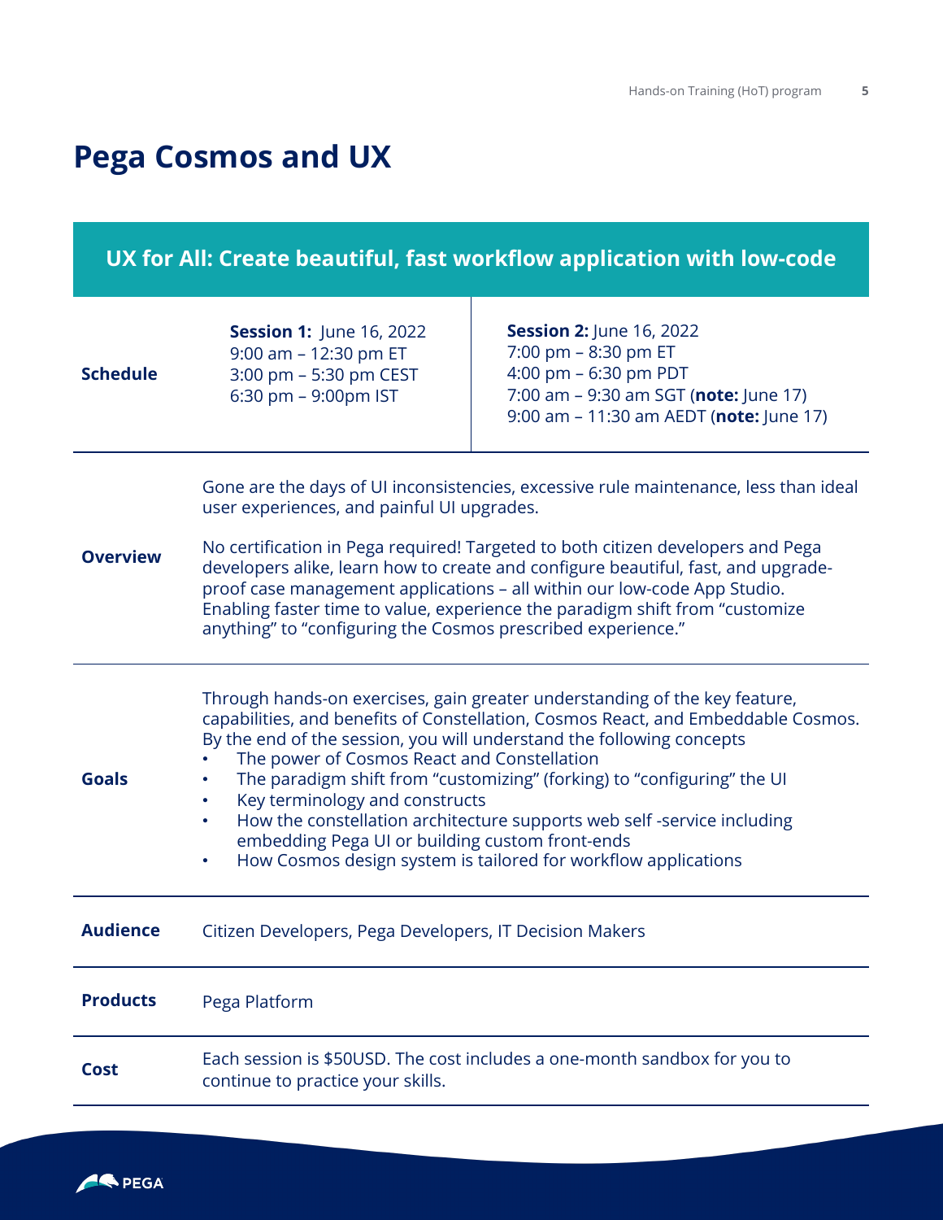# Pega Cosmos and UX

## UX for All: Create beautiful, fast workflow application with low-code

| | | |
|---|---|---|
| **Schedule** | **Session 1:** June 16, 2022<br>9:00 am – 12:30 pm ET<br>3:00 pm – 5:30 pm CEST<br>6:30 pm – 9:00pm IST | **Session 2:** June 16, 2022<br>7:00 pm – 8:30 pm ET<br>4:00 pm – 6:30 pm PDT<br>7:00 am – 9:30 am SGT (**note:** June 17)<br>9:00 am – 11:30 am AEDT (**note:** June 17) |
| **Overview** | Gone are the days of UI inconsistencies, excessive rule maintenance, less than ideal user experiences, and painful UI upgrades.<br><br>No certification in Pega required! Targeted to both citizen developers and Pega developers alike, learn how to create and configure beautiful, fast, and upgrade-proof case management applications – all within our low-code App Studio. Enabling faster time to value, experience the paradigm shift from "customize anything" to "configuring the Cosmos prescribed experience." | |
| **Goals** | Through hands-on exercises, gain greater understanding of the key feature, capabilities, and benefits of Constellation, Cosmos React, and Embeddable Cosmos. By the end of the session, you will understand the following concepts<br>• The power of Cosmos React and Constellation<br>• The paradigm shift from "customizing" (forking) to "configuring" the UI<br>• Key terminology and constructs<br>• How the constellation architecture supports web self -service including embedding Pega UI or building custom front-ends<br>• How Cosmos design system is tailored for workflow applications | |
| **Audience** | Citizen Developers, Pega Developers, IT Decision Makers | |
| **Products** | Pega Platform | |
| **Cost** | Each session is $50USD. The cost includes a one-month sandbox for you to continue to practice your skills. | |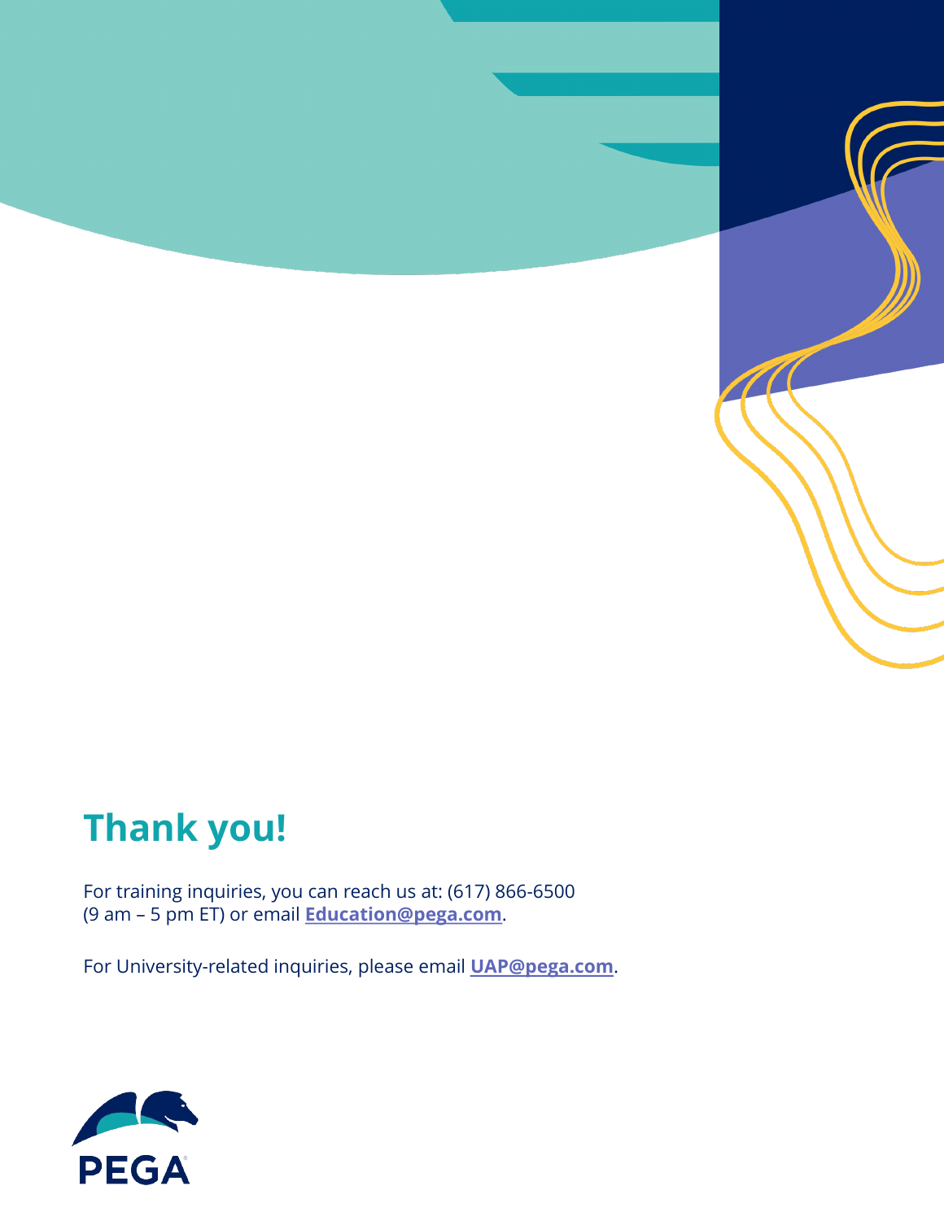## Thank you!

For training inquiries, you can reach us at: (617) 866-6500 (9 am – 5 pm ET) or email **Education@pega.com**.

For University-related inquiries, please email **UAP@pega.com**.

PEGA